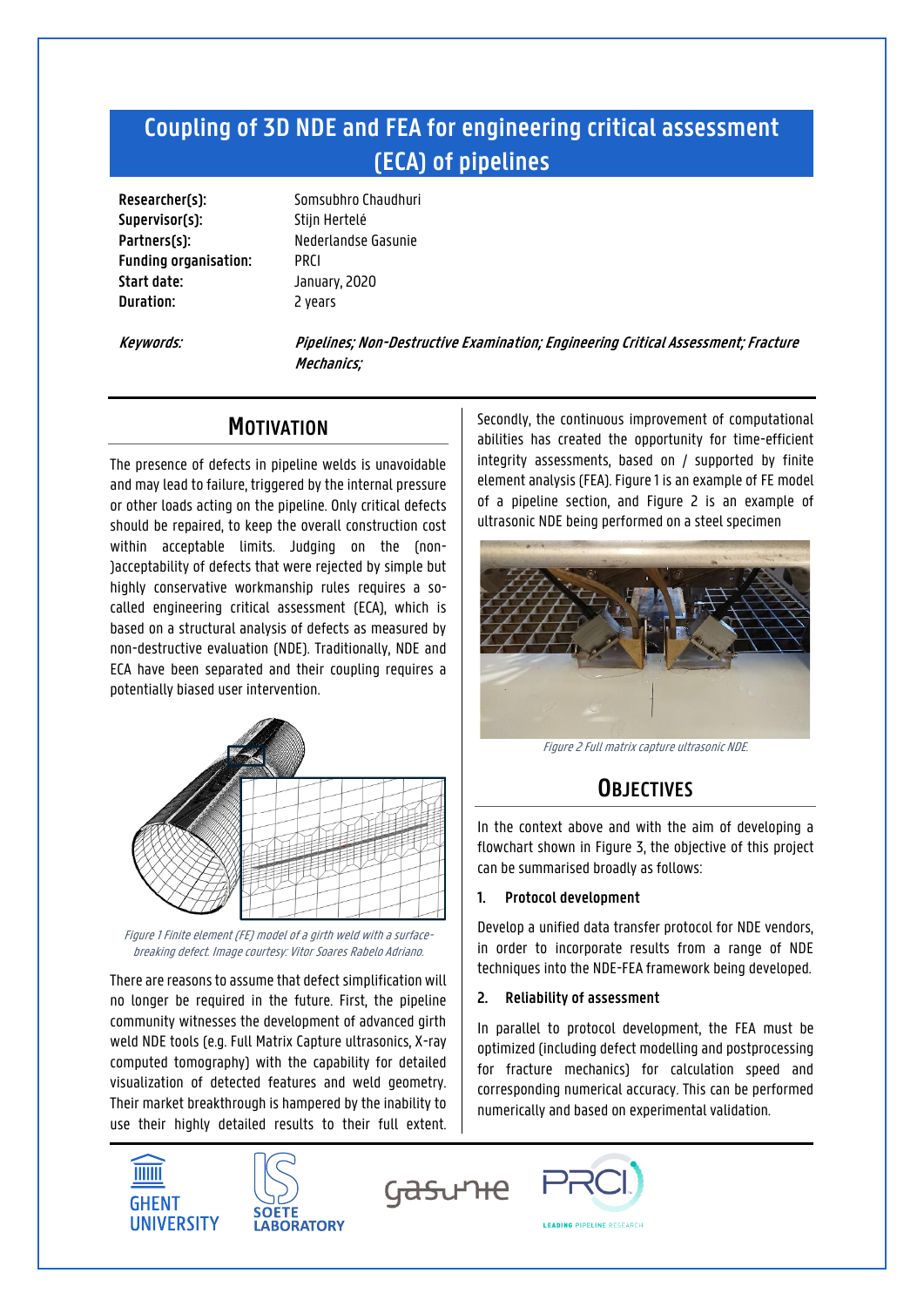# Coupling of 3D NDE and FEA for engineering critical assessment (ECA) of pipelines

**Researcher(s):** Somsubhro Chaudhuri
**Supervisor(s):** Stijn Hertelé
**Partners(s):** Nederlandse Gasunie
**Funding organisation:** PRCI
**Start date:** January, 2020
**Duration:** 2 years

***Keywords:*** ***Pipelines; Non-Destructive Examination; Engineering Critical Assessment; Fracture Mechanics;***

## Motivation

The presence of defects in pipeline welds is unavoidable and may lead to failure, triggered by the internal pressure or other loads acting on the pipeline. Only critical defects should be repaired, to keep the overall construction cost within acceptable limits. Judging on the (non-)acceptability of defects that were rejected by simple but highly conservative workmanship rules requires a so-called engineering critical assessment (ECA), which is based on a structural analysis of defects as measured by non-destructive evaluation (NDE). Traditionally, NDE and ECA have been separated and their coupling requires a potentially biased user intervention.

*Figure 1 Finite element (FE) model of a girth weld with a surface-breaking defect. Image courtesy: Vitor Soares Rabelo Adriano.*

There are reasons to assume that defect simplification will no longer be required in the future. First, the pipeline community witnesses the development of advanced girth weld NDE tools (e.g. Full Matrix Capture ultrasonics, X-ray computed tomography) with the capability for detailed visualization of detected features and weld geometry. Their market breakthrough is hampered by the inability to use their highly detailed results to their full extent. Secondly, the continuous improvement of computational abilities has created the opportunity for time-efficient integrity assessments, based on / supported by finite element analysis (FEA). Figure 1 is an example of FE model of a pipeline section, and Figure 2 is an example of ultrasonic NDE being performed on a steel specimen

*Figure 2 Full matrix capture ultrasonic NDE.*

## Objectives

In the context above and with the aim of developing a flowchart shown in Figure 3, the objective of this project can be summarised broadly as follows:

**1. Protocol development**

Develop a unified data transfer protocol for NDE vendors, in order to incorporate results from a range of NDE techniques into the NDE-FEA framework being developed.

**2. Reliability of assessment**

In parallel to protocol development, the FEA must be optimized (including defect modelling and postprocessing for fracture mechanics) for calculation speed and corresponding numerical accuracy. This can be performed numerically and based on experimental validation.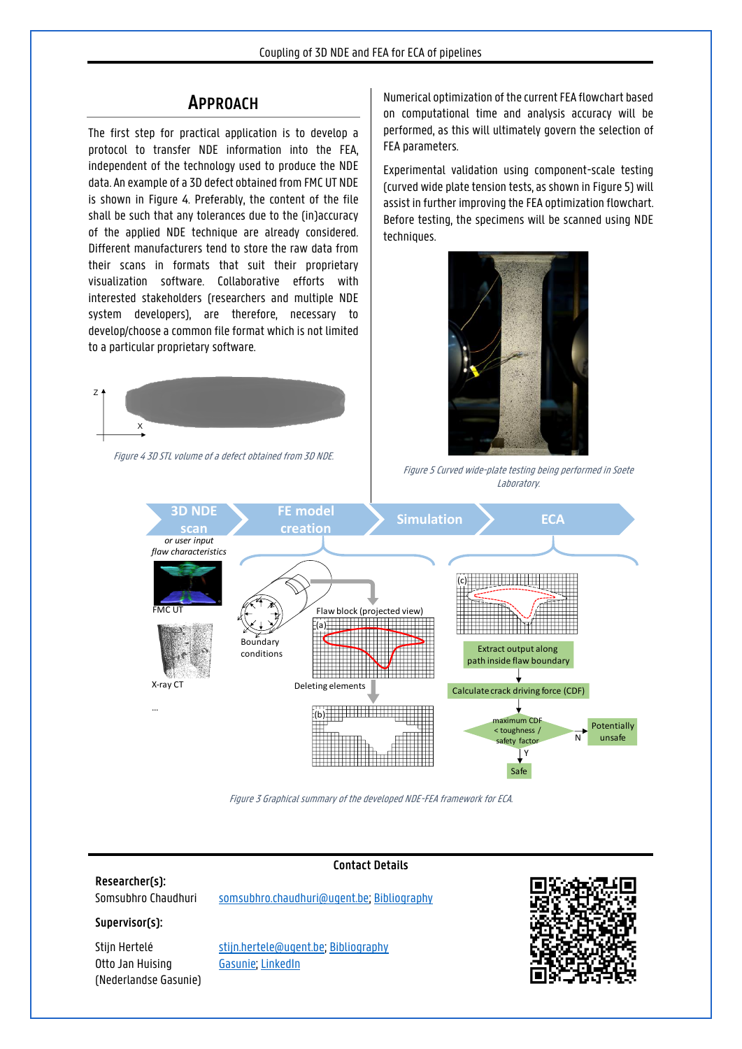## Approach

The first step for practical application is to develop a protocol to transfer NDE information into the FEA, independent of the technology used to produce the NDE data. An example of a 3D defect obtained from FMC UT NDE is shown in Figure 4. Preferably, the content of the file shall be such that any tolerances due to the (in)accuracy of the applied NDE technique are already considered. Different manufacturers tend to store the raw data from their scans in formats that suit their proprietary visualization software. Collaborative efforts with interested stakeholders (researchers and multiple NDE system developers), are therefore, necessary to develop/choose a common file format which is not limited to a particular proprietary software.

Z
X

*Figure 4 3D STL volume of a defect obtained from 3D NDE.*

Numerical optimization of the current FEA flowchart based on computational time and analysis accuracy will be performed, as this will ultimately govern the selection of FEA parameters.

Experimental validation using component-scale testing (curved wide plate tension tests, as shown in Figure 5) will assist in further improving the FEA optimization flowchart. Before testing, the specimens will be scanned using NDE techniques.

*Figure 5 Curved wide-plate testing being performed in Soete Laboratory.*

3D NDE scan
or user input flow characteristics
FE model creation
Simulation
ECA

FMC UT
X-ray CT
...

Boundary conditions
Flaw block (projected view)
(a)
Deleting elements
(b)

(c)
Extract output along path inside flaw boundary
Calculate crack driving force (CDF)
maximum CDF < toughness / safety factor
N
Potentially unsafe
Y
Safe

*Figure 3 Graphical summary of the developed NDE-FEA framework for ECA.*

---

**Contact Details**

**Researcher(s):**

Somsubhro Chaudhuri — somsubhro.chaudhuri@ugent.be; Bibliography

**Supervisor(s):**

Stijn Hertelé — stijn.hertele@ugent.be; Bibliography

Otto Jan Huising (Nederlandse Gasunie) — Gasunie; LinkedIn